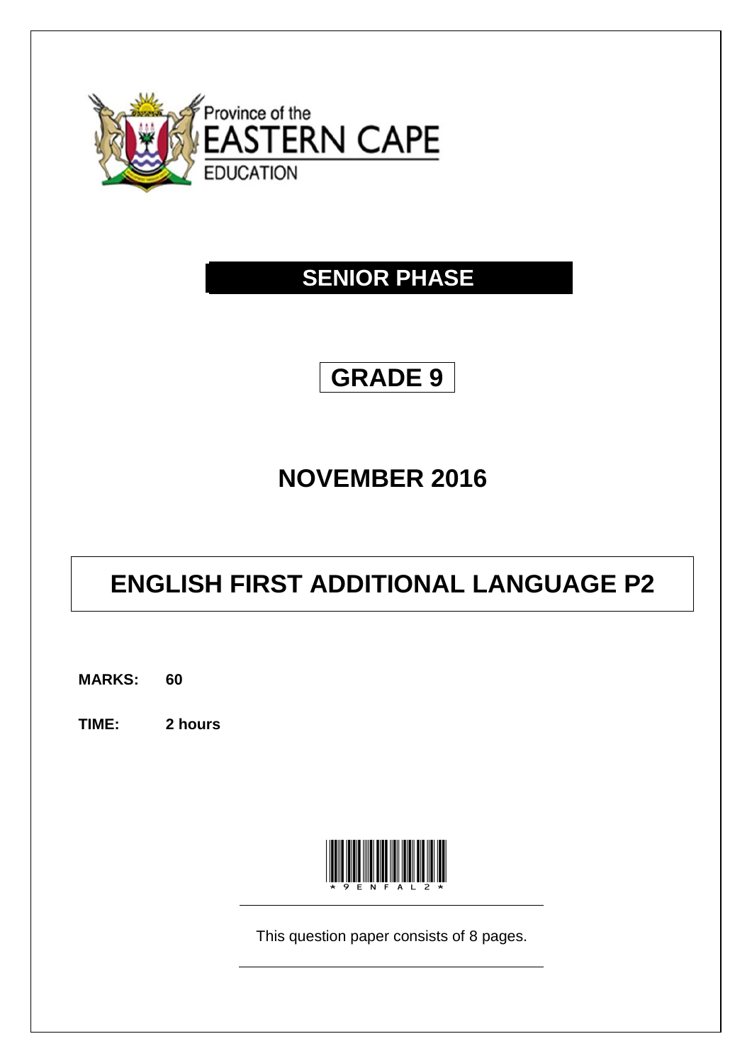Province of the
EASTERN CAPE
EDUCATION

# SENIOR PHASE

## GRADE 9

## NOVEMBER 2016

# ENGLISH FIRST ADDITIONAL LANGUAGE P2

**MARKS:** **60**

**TIME:** **2 hours**

*9ENFAL2*

This question paper consists of 8 pages.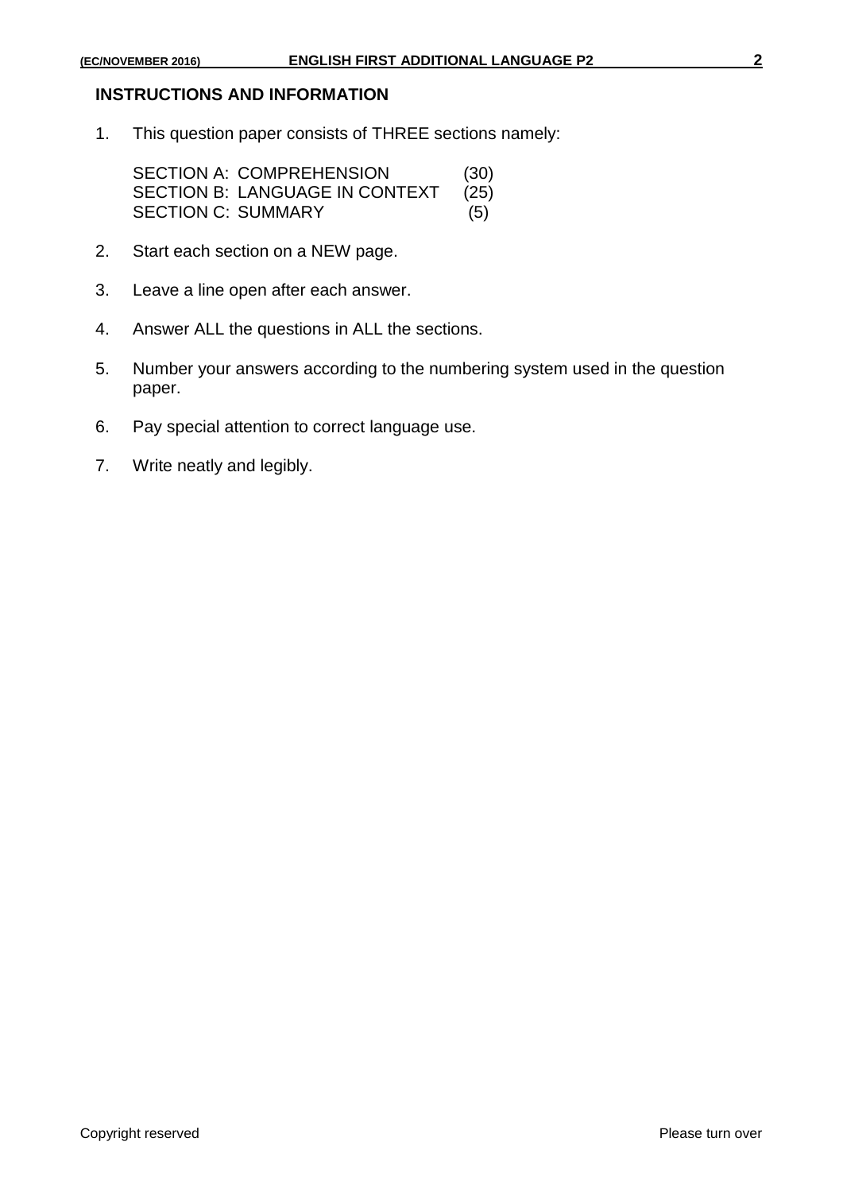## INSTRUCTIONS AND INFORMATION

1. This question paper consists of THREE sections namely:

   | | |
   |---|---|
   | SECTION A: COMPREHENSION | (30) |
   | SECTION B: LANGUAGE IN CONTEXT | (25) |
   | SECTION C: SUMMARY | (5) |

2. Start each section on a NEW page.

3. Leave a line open after each answer.

4. Answer ALL the questions in ALL the sections.

5. Number your answers according to the numbering system used in the question paper.

6. Pay special attention to correct language use.

7. Write neatly and legibly.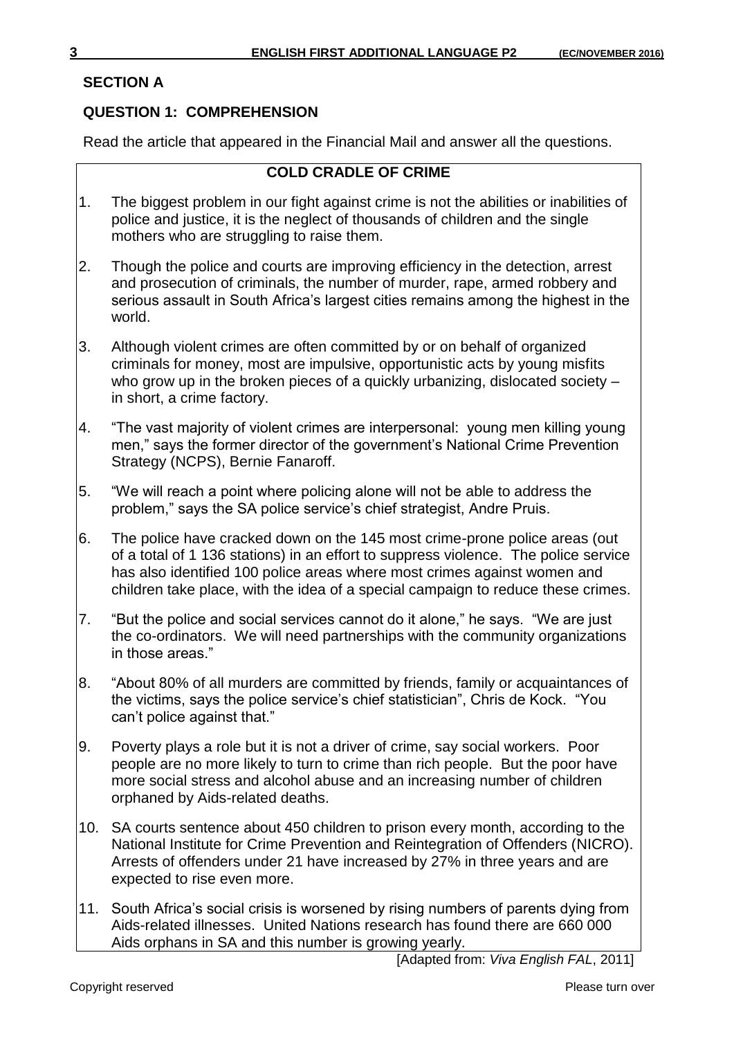## SECTION A

### QUESTION 1: COMPREHENSION

Read the article that appeared in the Financial Mail and answer all the questions.

**COLD CRADLE OF CRIME**

1. The biggest problem in our fight against crime is not the abilities or inabilities of police and justice, it is the neglect of thousands of children and the single mothers who are struggling to raise them.

2. Though the police and courts are improving efficiency in the detection, arrest and prosecution of criminals, the number of murder, rape, armed robbery and serious assault in South Africa's largest cities remains among the highest in the world.

3. Although violent crimes are often committed by or on behalf of organized criminals for money, most are impulsive, opportunistic acts by young misfits who grow up in the broken pieces of a quickly urbanizing, dislocated society – in short, a crime factory.

4. "The vast majority of violent crimes are interpersonal: young men killing young men," says the former director of the government's National Crime Prevention Strategy (NCPS), Bernie Fanaroff.

5. "We will reach a point where policing alone will not be able to address the problem," says the SA police service's chief strategist, Andre Pruis.

6. The police have cracked down on the 145 most crime-prone police areas (out of a total of 1 136 stations) in an effort to suppress violence. The police service has also identified 100 police areas where most crimes against women and children take place, with the idea of a special campaign to reduce these crimes.

7. "But the police and social services cannot do it alone," he says. "We are just the co-ordinators. We will need partnerships with the community organizations in those areas."

8. "About 80% of all murders are committed by friends, family or acquaintances of the victims, says the police service's chief statistician", Chris de Kock. "You can't police against that."

9. Poverty plays a role but it is not a driver of crime, say social workers. Poor people are no more likely to turn to crime than rich people. But the poor have more social stress and alcohol abuse and an increasing number of children orphaned by Aids-related deaths.

10. SA courts sentence about 450 children to prison every month, according to the National Institute for Crime Prevention and Reintegration of Offenders (NICRO). Arrests of offenders under 21 have increased by 27% in three years and are expected to rise even more.

11. South Africa's social crisis is worsened by rising numbers of parents dying from Aids-related illnesses. United Nations research has found there are 660 000 Aids orphans in SA and this number is growing yearly.

[Adapted from: *Viva English FAL*, 2011]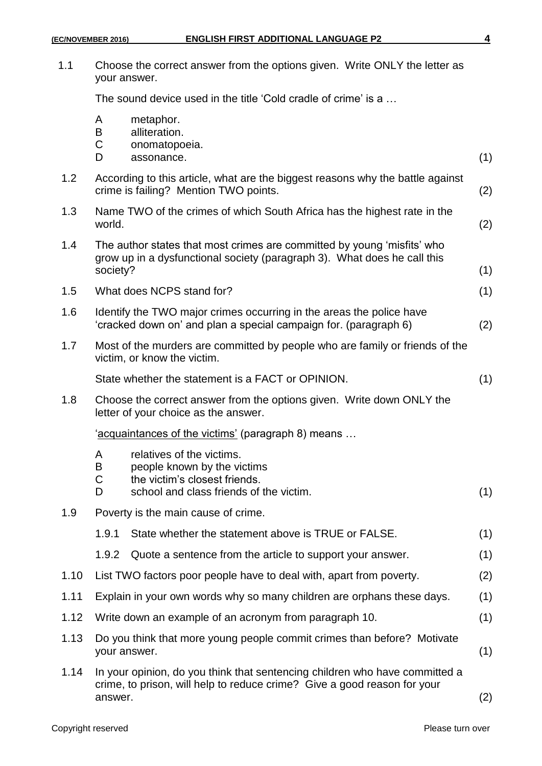1.1 Choose the correct answer from the options given. Write ONLY the letter as your answer.

The sound device used in the title 'Cold cradle of crime' is a …

A metaphor.
B alliteration.
C onomatopoeia.
D assonance. (1)

1.2 According to this article, what are the biggest reasons why the battle against crime is failing? Mention TWO points. (2)

1.3 Name TWO of the crimes of which South Africa has the highest rate in the world. (2)

1.4 The author states that most crimes are committed by young 'misfits' who grow up in a dysfunctional society (paragraph 3). What does he call this society? (1)

1.5 What does NCPS stand for? (1)

1.6 Identify the TWO major crimes occurring in the areas the police have 'cracked down on' and plan a special campaign for. (paragraph 6) (2)

1.7 Most of the murders are committed by people who are family or friends of the victim, or know the victim.

State whether the statement is a FACT or OPINION. (1)

1.8 Choose the correct answer from the options given. Write down ONLY the letter of your choice as the answer.

'acquaintances of the victims' (paragraph 8) means …

A relatives of the victims.
B people known by the victims
C the victim's closest friends.
D school and class friends of the victim. (1)

1.9 Poverty is the main cause of crime.

1.9.1 State whether the statement above is TRUE or FALSE. (1)

1.9.2 Quote a sentence from the article to support your answer. (1)

1.10 List TWO factors poor people have to deal with, apart from poverty. (2)

1.11 Explain in your own words why so many children are orphans these days. (1)

1.12 Write down an example of an acronym from paragraph 10. (1)

1.13 Do you think that more young people commit crimes than before? Motivate your answer. (1)

1.14 In your opinion, do you think that sentencing children who have committed a crime, to prison, will help to reduce crime? Give a good reason for your answer. (2)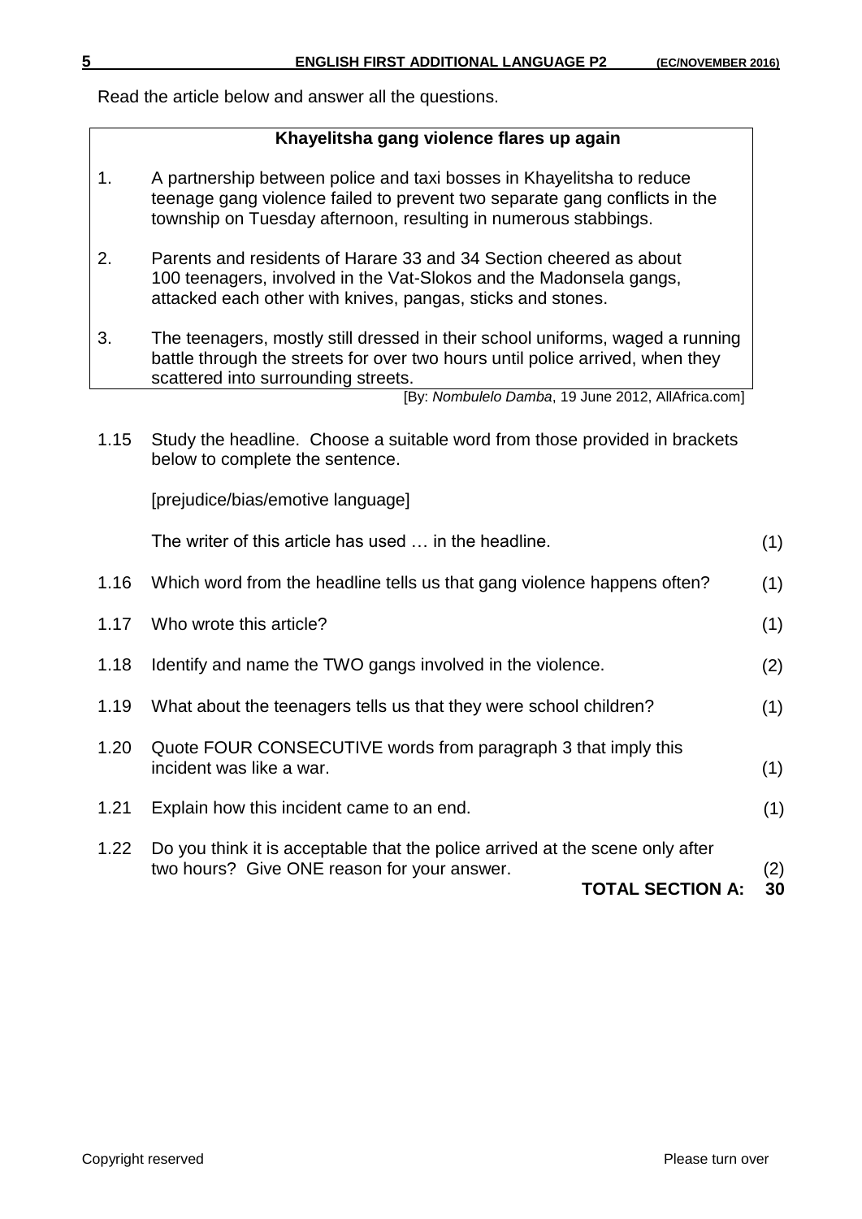Read the article below and answer all the questions.

### Khayelitsha gang violence flares up again

1. A partnership between police and taxi bosses in Khayelitsha to reduce teenage gang violence failed to prevent two separate gang conflicts in the township on Tuesday afternoon, resulting in numerous stabbings.

2. Parents and residents of Harare 33 and 34 Section cheered as about 100 teenagers, involved in the Vat-Slokos and the Madonsela gangs, attacked each other with knives, pangas, sticks and stones.

3. The teenagers, mostly still dressed in their school uniforms, waged a running battle through the streets for over two hours until police arrived, when they scattered into surrounding streets.

[By: *Nombulelo Damba*, 19 June 2012, AllAfrica.com]

1.15 Study the headline. Choose a suitable word from those provided in brackets below to complete the sentence.

[prejudice/bias/emotive language]

The writer of this article has used … in the headline. (1)

1.16 Which word from the headline tells us that gang violence happens often? (1)

1.17 Who wrote this article? (1)

1.18 Identify and name the TWO gangs involved in the violence. (2)

1.19 What about the teenagers tells us that they were school children? (1)

1.20 Quote FOUR CONSECUTIVE words from paragraph 3 that imply this incident was like a war. (1)

1.21 Explain how this incident came to an end. (1)

1.22 Do you think it is acceptable that the police arrived at the scene only after two hours? Give ONE reason for your answer. (2)

**TOTAL SECTION A: 30**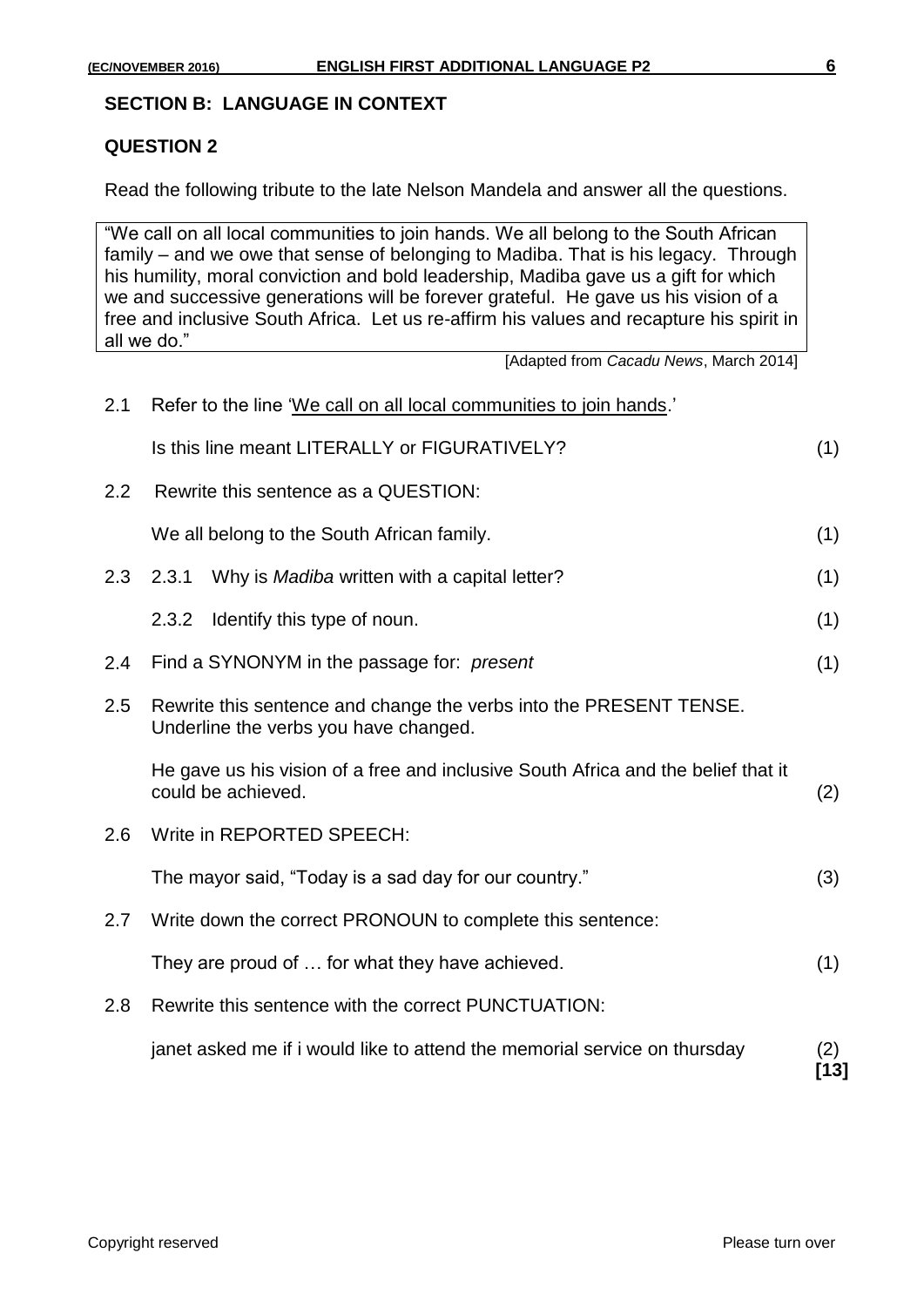## SECTION B: LANGUAGE IN CONTEXT

### QUESTION 2

Read the following tribute to the late Nelson Mandela and answer all the questions.

> "We call on all local communities to join hands. We all belong to the South African family – and we owe that sense of belonging to Madiba. That is his legacy. Through his humility, moral conviction and bold leadership, Madiba gave us a gift for which we and successive generations will be forever grateful. He gave us his vision of a free and inclusive South Africa. Let us re-affirm his values and recapture his spirit in all we do."

[Adapted from *Cacadu News*, March 2014]

2.1 Refer to the line '<u>We call on all local communities to join hands</u>.'

Is this line meant LITERALLY or FIGURATIVELY? (1)

2.2 Rewrite this sentence as a QUESTION:

We all belong to the South African family. (1)

2.3 2.3.1 Why is *Madiba* written with a capital letter? (1)

2.3.2 Identify this type of noun. (1)

2.4 Find a SYNONYM in the passage for: *present* (1)

2.5 Rewrite this sentence and change the verbs into the PRESENT TENSE. Underline the verbs you have changed.

He gave us his vision of a free and inclusive South Africa and the belief that it could be achieved. (2)

2.6 Write in REPORTED SPEECH:

The mayor said, "Today is a sad day for our country." (3)

2.7 Write down the correct PRONOUN to complete this sentence:

They are proud of … for what they have achieved. (1)

2.8 Rewrite this sentence with the correct PUNCTUATION:

janet asked me if i would like to attend the memorial service on thursday (2)

**[13]**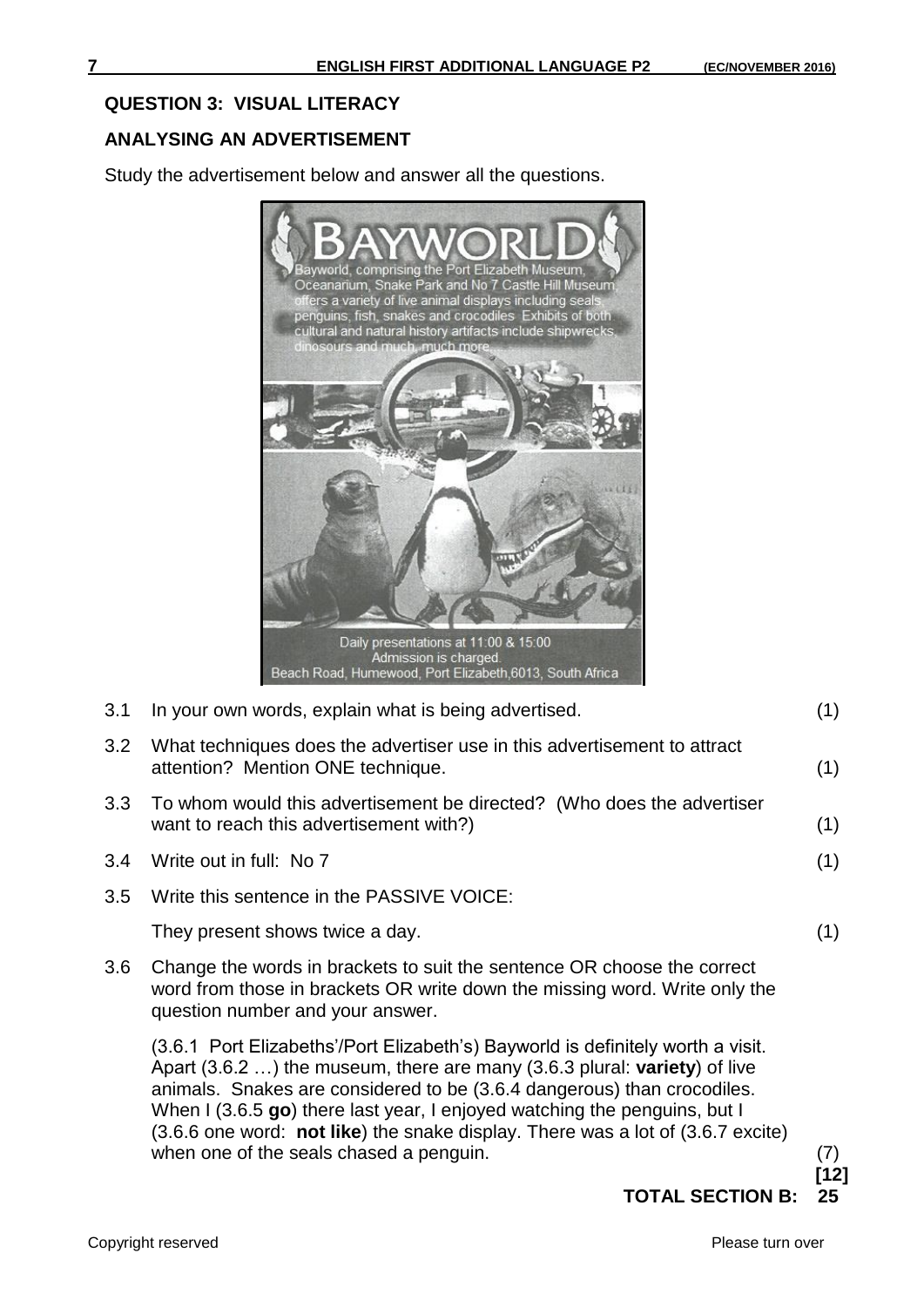## QUESTION 3: VISUAL LITERACY

### ANALYSING AN ADVERTISEMENT

Study the advertisement below and answer all the questions.

> **BAYWORLD**
>
> Bayworld, comprising the Port Elizabeth Museum, Oceanarium, Snake Park and No 7 Castle Hill Museum, offers a variety of live animal displays including seals, penguins, fish, snakes and crocodiles. Exhibits of both cultural and natural history artifacts include shipwrecks, dinosours and much, much more...
>
> Daily presentations at 11:00 & 15:00
> Admission is charged.
> Beach Road, Humewood, Port Elizabeth,6013, South Africa

3.1 In your own words, explain what is being advertised. (1)

3.2 What techniques does the advertiser use in this advertisement to attract attention? Mention ONE technique. (1)

3.3 To whom would this advertisement be directed? (Who does the advertiser want to reach this advertisement with?) (1)

3.4 Write out in full: No 7 (1)

3.5 Write this sentence in the PASSIVE VOICE:

They present shows twice a day. (1)

3.6 Change the words in brackets to suit the sentence OR choose the correct word from those in brackets OR write down the missing word. Write only the question number and your answer.

(3.6.1 Port Elizabeths'/Port Elizabeth's) Bayworld is definitely worth a visit. Apart (3.6.2 …) the museum, there are many (3.6.3 plural: **variety**) of live animals. Snakes are considered to be (3.6.4 dangerous) than crocodiles. When I (3.6.5 **go**) there last year, I enjoyed watching the penguins, but I (3.6.6 one word: **not like**) the snake display. There was a lot of (3.6.7 excite) when one of the seals chased a penguin. (7)

**[12]**

**TOTAL SECTION B: 25**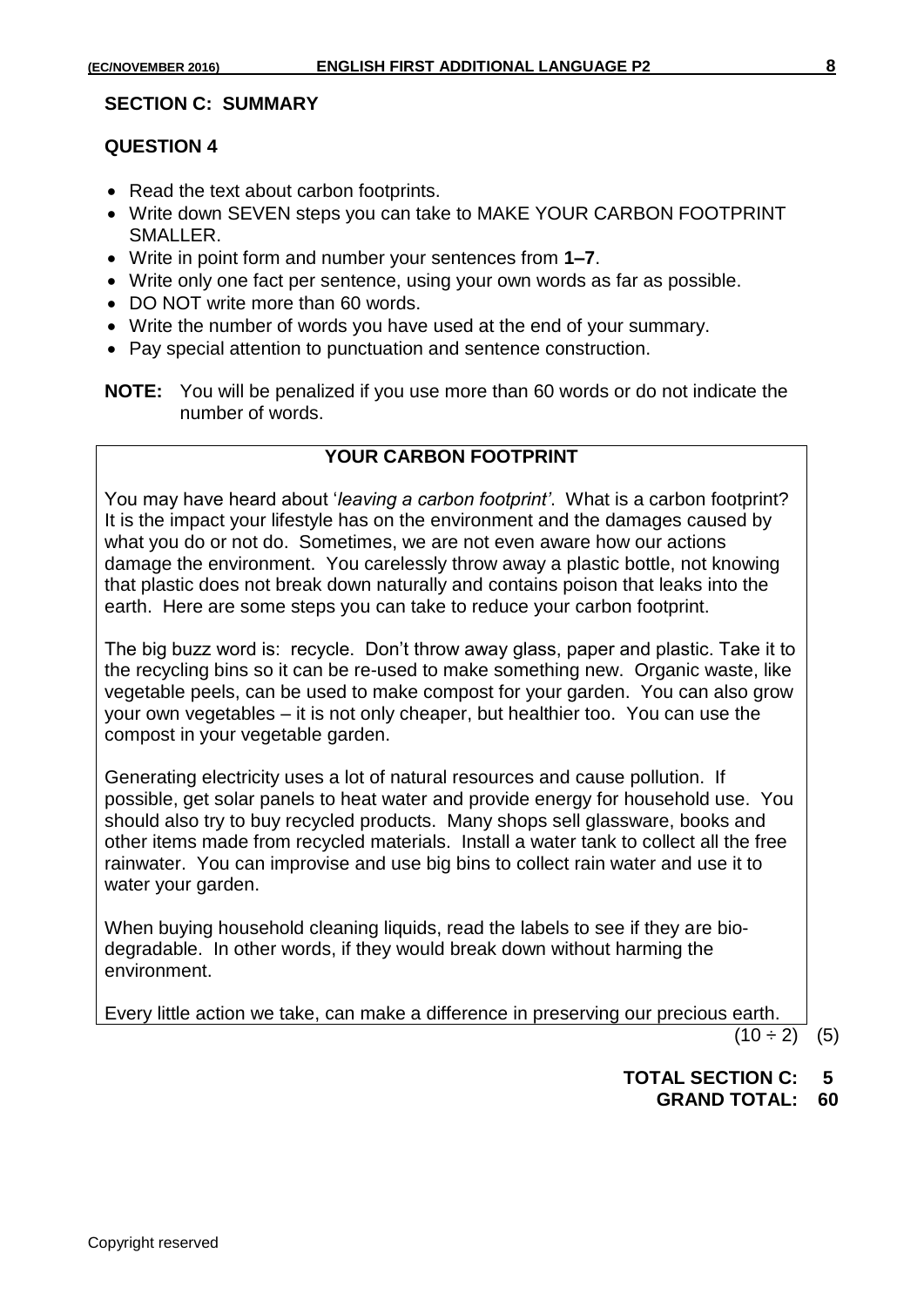## SECTION C: SUMMARY

### QUESTION 4

- Read the text about carbon footprints.
- Write down SEVEN steps you can take to MAKE YOUR CARBON FOOTPRINT SMALLER.
- Write in point form and number your sentences from **1–7**.
- Write only one fact per sentence, using your own words as far as possible.
- DO NOT write more than 60 words.
- Write the number of words you have used at the end of your summary.
- Pay special attention to punctuation and sentence construction.

**NOTE:** You will be penalized if you use more than 60 words or do not indicate the number of words.

**YOUR CARBON FOOTPRINT**

You may have heard about '*leaving a carbon footprint'*. What is a carbon footprint? It is the impact your lifestyle has on the environment and the damages caused by what you do or not do. Sometimes, we are not even aware how our actions damage the environment. You carelessly throw away a plastic bottle, not knowing that plastic does not break down naturally and contains poison that leaks into the earth. Here are some steps you can take to reduce your carbon footprint.

The big buzz word is: recycle. Don't throw away glass, paper and plastic. Take it to the recycling bins so it can be re-used to make something new. Organic waste, like vegetable peels, can be used to make compost for your garden. You can also grow your own vegetables – it is not only cheaper, but healthier too. You can use the compost in your vegetable garden.

Generating electricity uses a lot of natural resources and cause pollution. If possible, get solar panels to heat water and provide energy for household use. You should also try to buy recycled products. Many shops sell glassware, books and other items made from recycled materials. Install a water tank to collect all the free rainwater. You can improvise and use big bins to collect rain water and use it to water your garden.

When buying household cleaning liquids, read the labels to see if they are bio-degradable. In other words, if they would break down without harming the environment.

Every little action we take, can make a difference in preserving our precious earth.

$(10 \div 2)$ (5)

**TOTAL SECTION C: 5**

**GRAND TOTAL: 60**